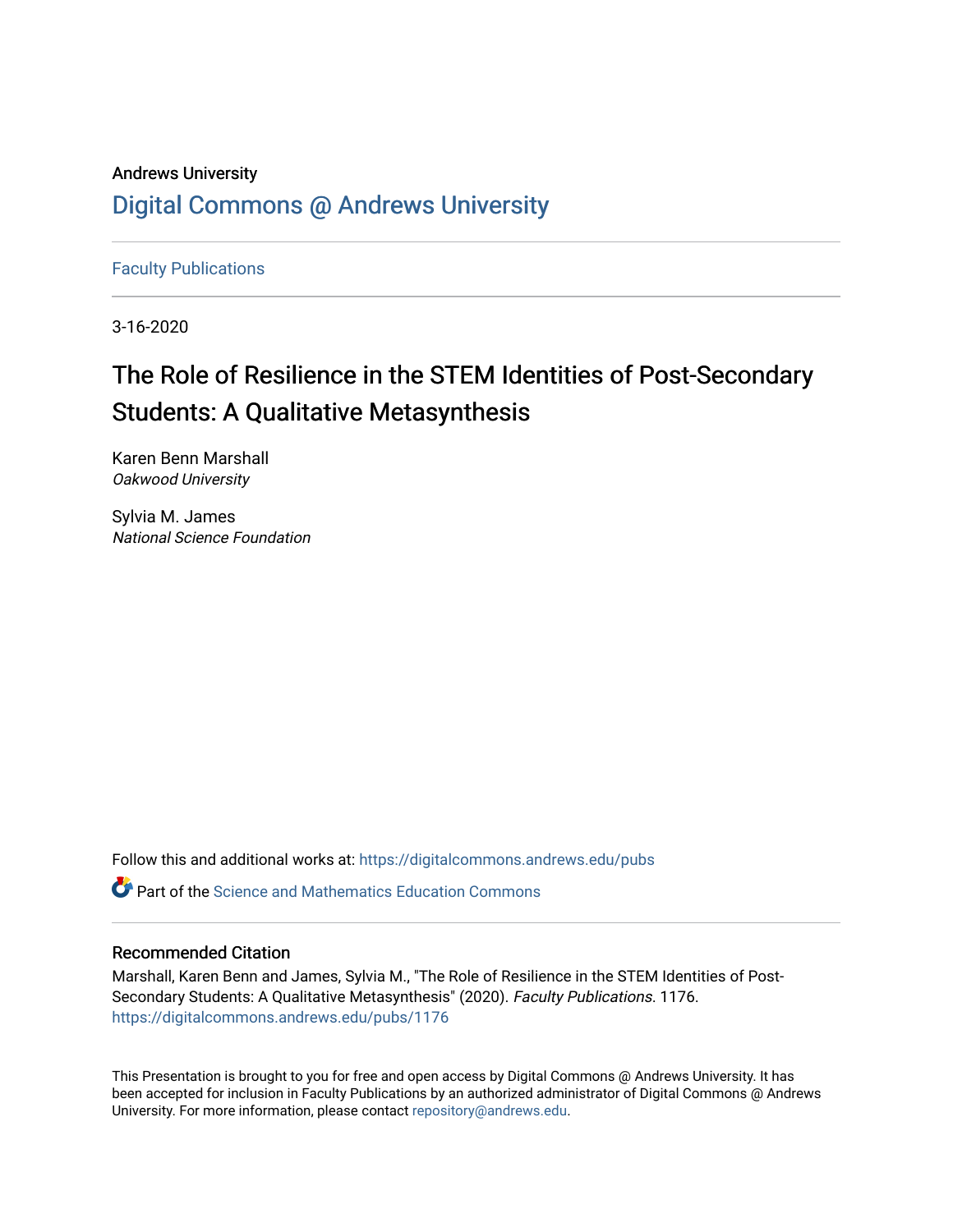Andrews University

# Digital Commons @ Andrews University

Faculty Publications

3-16-2020

## The Role of Resilience in the STEM Identities of Post-Secondary Students: A Qualitative Metasynthesis

Karen Benn Marshall
*Oakwood University*

Sylvia M. James
*National Science Foundation*

Follow this and additional works at: https://digitalcommons.andrews.edu/pubs

Part of the Science and Mathematics Education Commons

### Recommended Citation

Marshall, Karen Benn and James, Sylvia M., "The Role of Resilience in the STEM Identities of Post-Secondary Students: A Qualitative Metasynthesis" (2020). *Faculty Publications*. 1176.
https://digitalcommons.andrews.edu/pubs/1176

This Presentation is brought to you for free and open access by Digital Commons @ Andrews University. It has been accepted for inclusion in Faculty Publications by an authorized administrator of Digital Commons @ Andrews University. For more information, please contact repository@andrews.edu.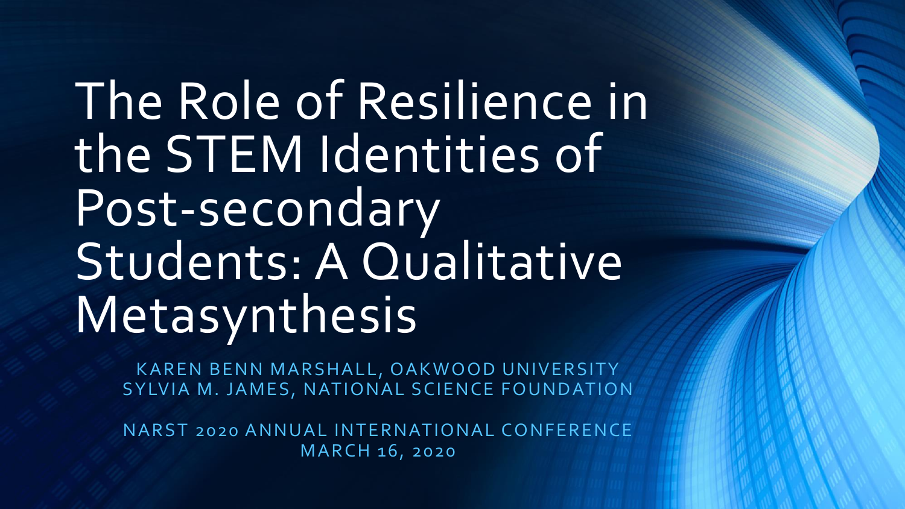# The Role of Resilience in the STEM Identities of Post-secondary Students: A Qualitative Metasynthesis

KAREN BENN MARSHALL, OAKWOOD UNIVERSITY
SYLVIA M. JAMES, NATIONAL SCIENCE FOUNDATION

NARST 2020 ANNUAL INTERNATIONAL CONFERENCE
MARCH 16, 2020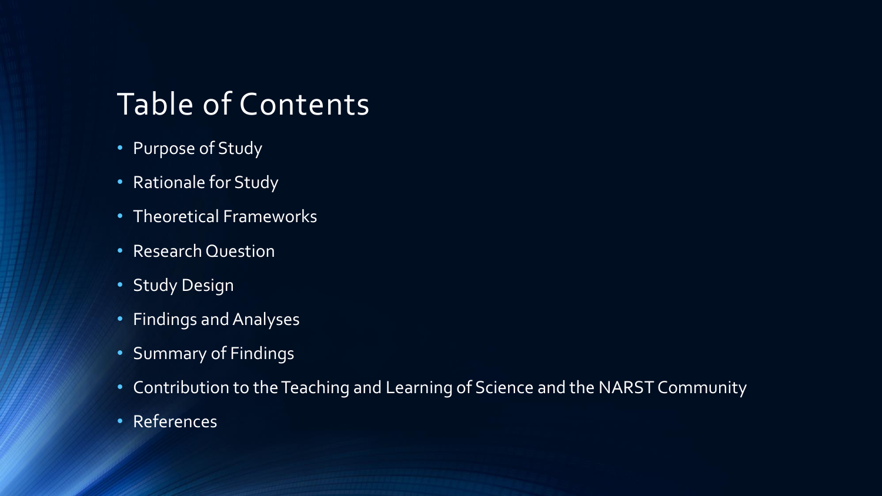# Table of Contents

- Purpose of Study
- Rationale for Study
- Theoretical Frameworks
- Research Question
- Study Design
- Findings and Analyses
- Summary of Findings
- Contribution to the Teaching and Learning of Science and the NARST Community
- References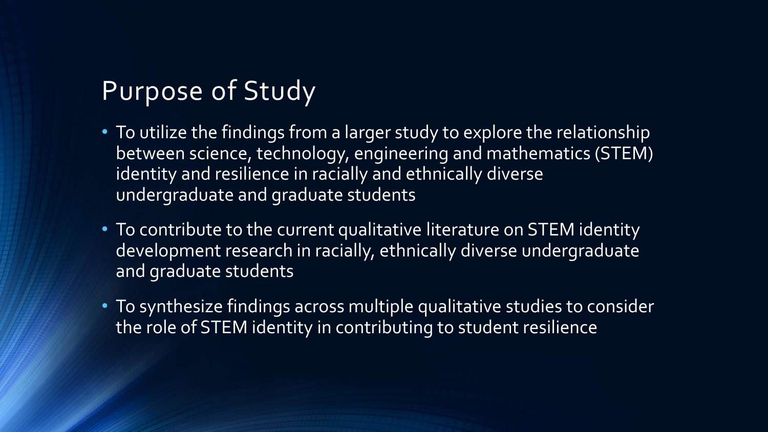# Purpose of Study

- To utilize the findings from a larger study to explore the relationship between science, technology, engineering and mathematics (STEM) identity and resilience in racially and ethnically diverse undergraduate and graduate students
- To contribute to the current qualitative literature on STEM identity development research in racially, ethnically diverse undergraduate and graduate students
- To synthesize findings across multiple qualitative studies to consider the role of STEM identity in contributing to student resilience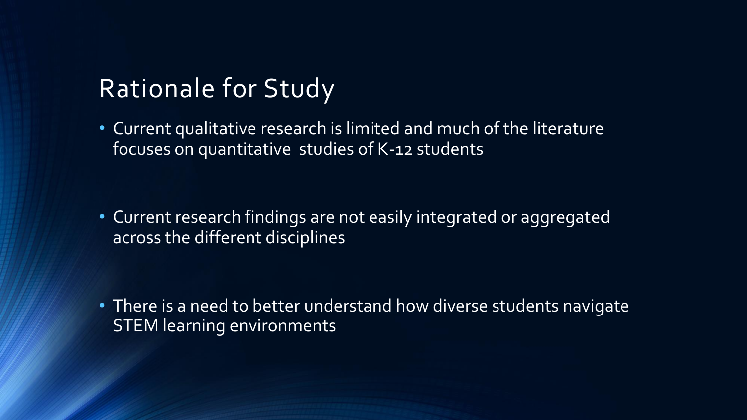# Rationale for Study

- Current qualitative research is limited and much of the literature focuses on quantitative studies of K-12 students

- Current research findings are not easily integrated or aggregated across the different disciplines

- There is a need to better understand how diverse students navigate STEM learning environments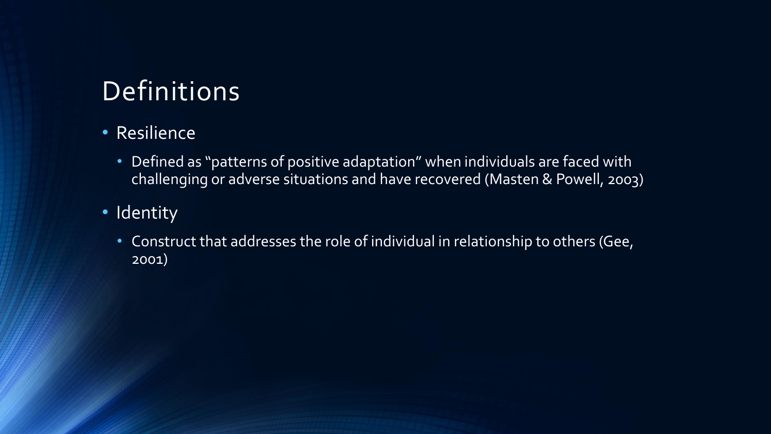# Definitions

- Resilience
  - Defined as "patterns of positive adaptation" when individuals are faced with challenging or adverse situations and have recovered (Masten & Powell, 2003)
- Identity
  - Construct that addresses the role of individual in relationship to others (Gee, 2001)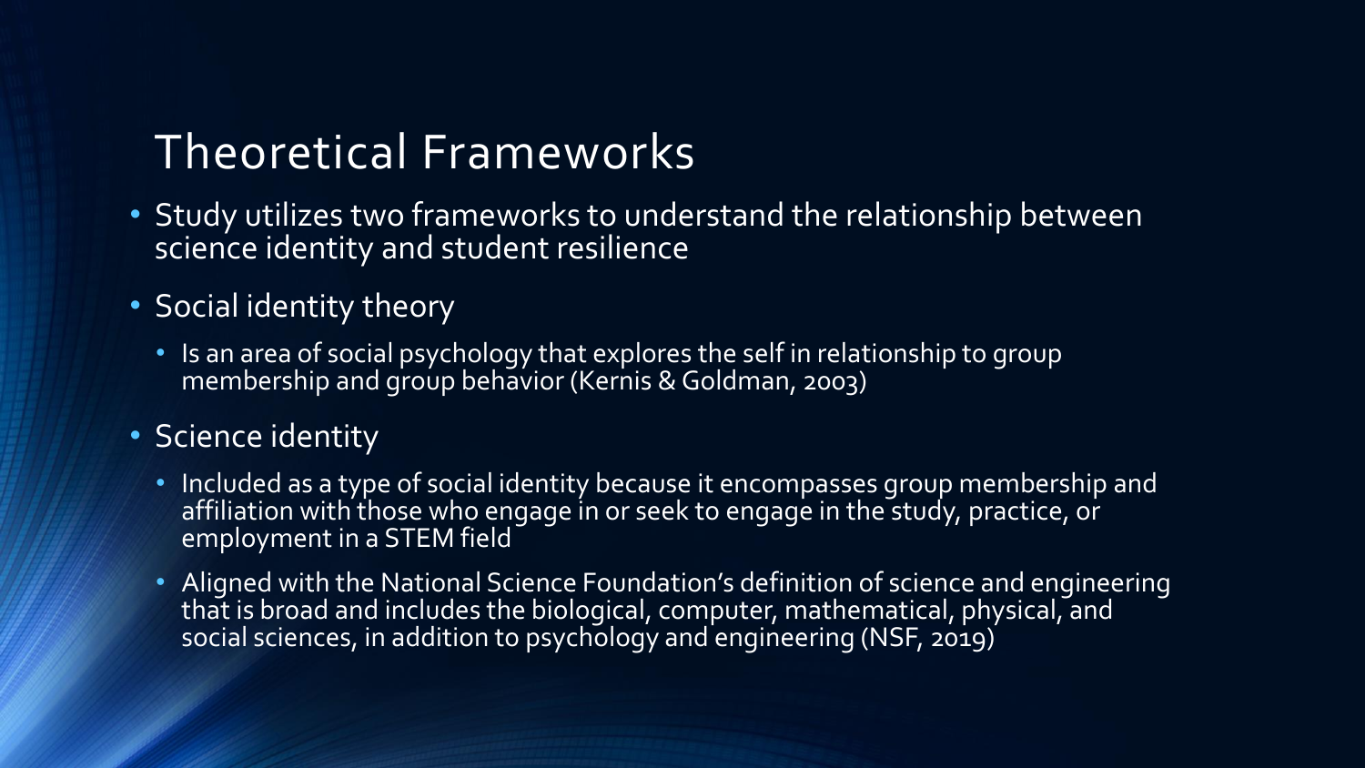# Theoretical Frameworks

- Study utilizes two frameworks to understand the relationship between science identity and student resilience
- Social identity theory
  - Is an area of social psychology that explores the self in relationship to group membership and group behavior (Kernis & Goldman, 2003)
- Science identity
  - Included as a type of social identity because it encompasses group membership and affiliation with those who engage in or seek to engage in the study, practice, or employment in a STEM field
  - Aligned with the National Science Foundation's definition of science and engineering that is broad and includes the biological, computer, mathematical, physical, and social sciences, in addition to psychology and engineering (NSF, 2019)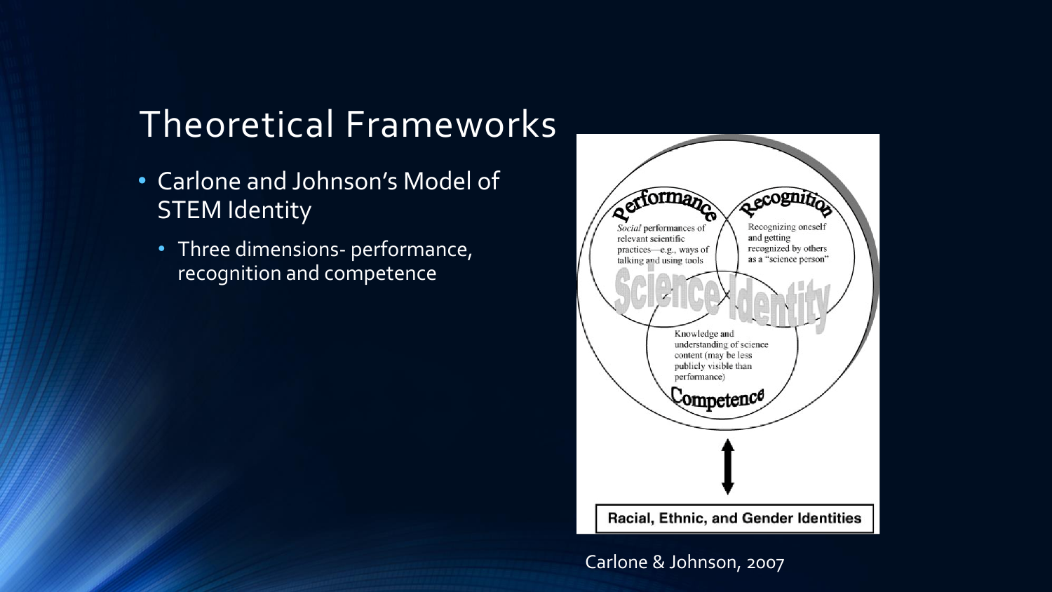# Theoretical Frameworks

- Carlone and Johnson's Model of STEM Identity
  - Three dimensions- performance, recognition and competence

Performance

*Social* performances of relevant scientific practices—e.g., ways of talking and using tools

Recognition

Recognizing oneself and getting recognized by others as a "science person"

Science Identity

Knowledge and understanding of science content (may be less publicly visible than performance)

Competence

Racial, Ethnic, and Gender Identities

Carlone & Johnson, 2007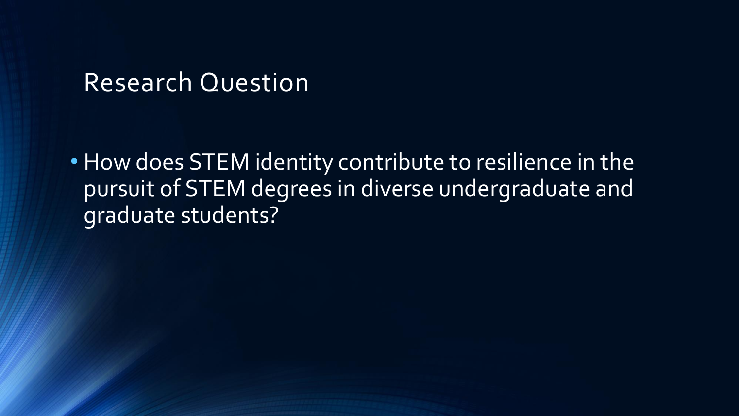# Research Question

- How does STEM identity contribute to resilience in the pursuit of STEM degrees in diverse undergraduate and graduate students?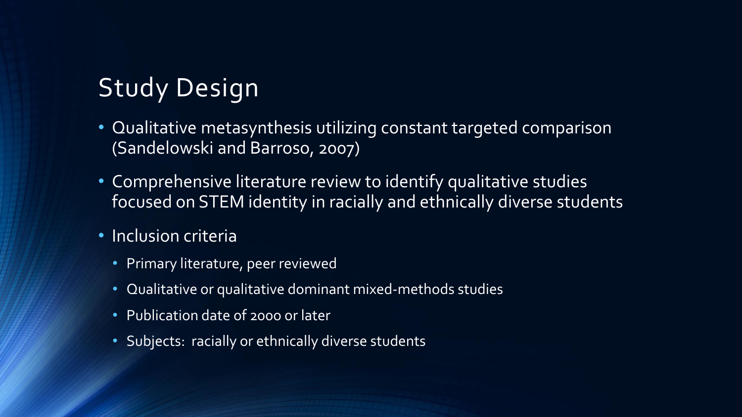# Study Design

- Qualitative metasynthesis utilizing constant targeted comparison (Sandelowski and Barroso, 2007)
- Comprehensive literature review to identify qualitative studies focused on STEM identity in racially and ethnically diverse students
- Inclusion criteria
  - Primary literature, peer reviewed
  - Qualitative or qualitative dominant mixed-methods studies
  - Publication date of 2000 or later
  - Subjects: racially or ethnically diverse students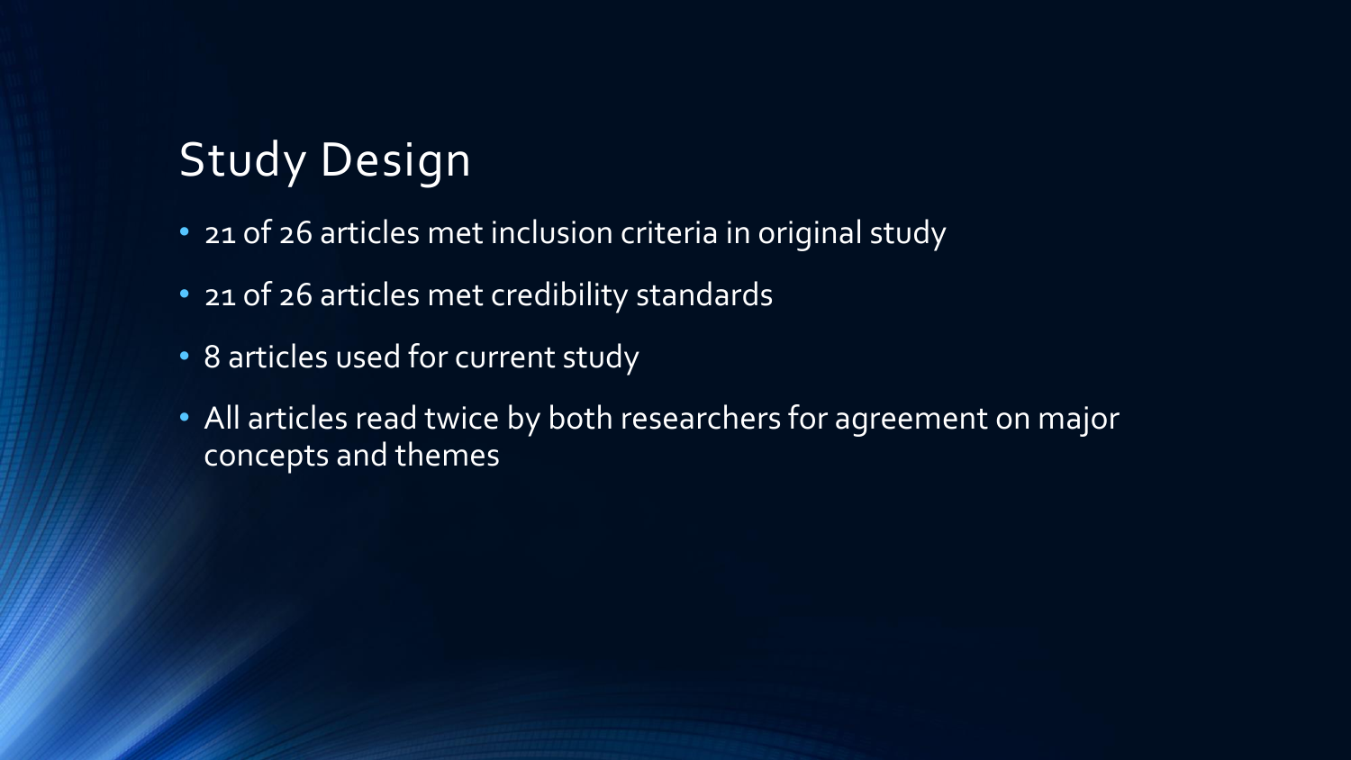# Study Design

- 21 of 26 articles met inclusion criteria in original study
- 21 of 26 articles met credibility standards
- 8 articles used for current study
- All articles read twice by both researchers for agreement on major concepts and themes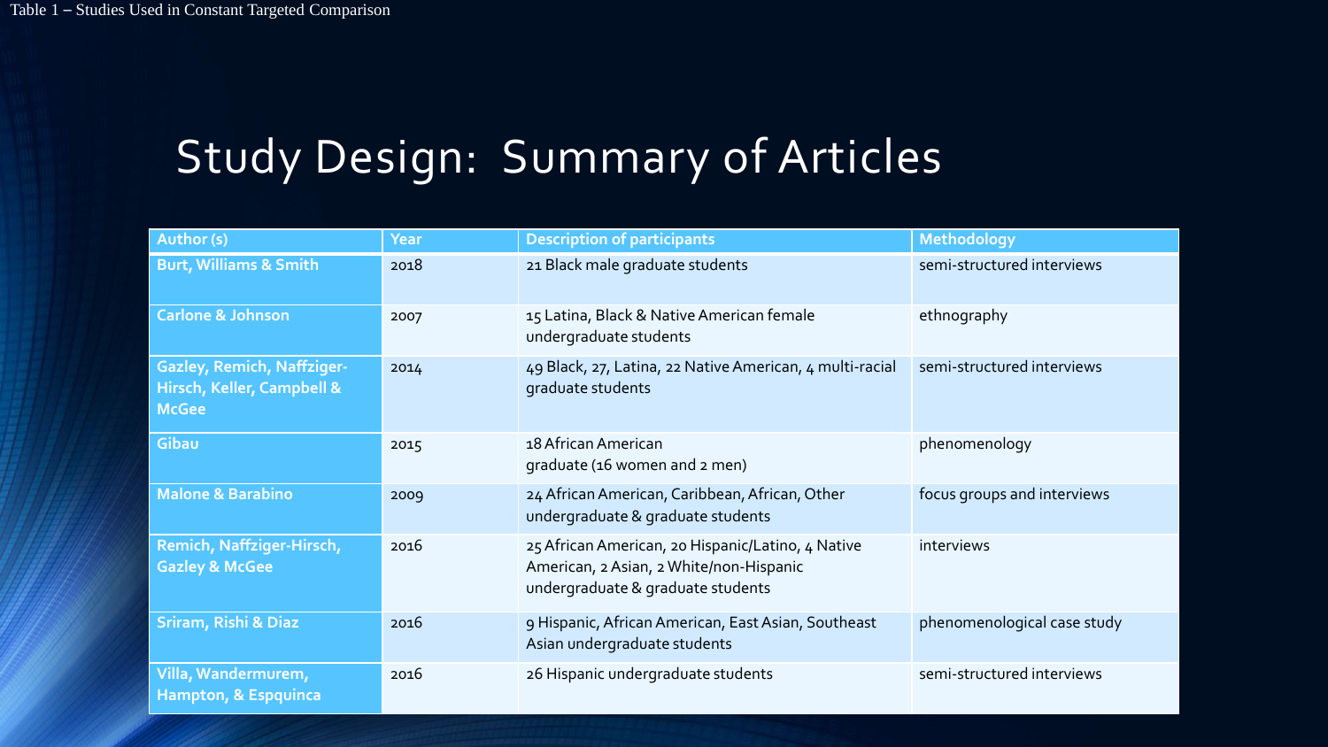Table 1 – Studies Used in Constant Targeted Comparison

# Study Design: Summary of Articles

| Author (s) | Year | Description of participants | Methodology |
|---|---|---|---|
| Burt, Williams & Smith | 2018 | 21 Black male graduate students | semi-structured interviews |
| Carlone & Johnson | 2007 | 15 Latina, Black & Native American female undergraduate students | ethnography |
| Gazley, Remich, Naffziger-Hirsch, Keller, Campbell & McGee | 2014 | 49 Black, 27, Latina, 22 Native American, 4 multi-racial graduate students | semi-structured interviews |
| Gibau | 2015 | 18 African American graduate (16 women and 2 men) | phenomenology |
| Malone & Barabino | 2009 | 24 African American, Caribbean, African, Other undergraduate & graduate students | focus groups and interviews |
| Remich, Naffziger-Hirsch, Gazley & McGee | 2016 | 25 African American, 20 Hispanic/Latino, 4 Native American, 2 Asian, 2 White/non-Hispanic undergraduate & graduate students | interviews |
| Sriram, Rishi & Diaz | 2016 | 9 Hispanic, African American, East Asian, Southeast Asian undergraduate students | phenomenological case study |
| Villa, Wandermurem, Hampton, & Espquinca | 2016 | 26 Hispanic undergraduate students | semi-structured interviews |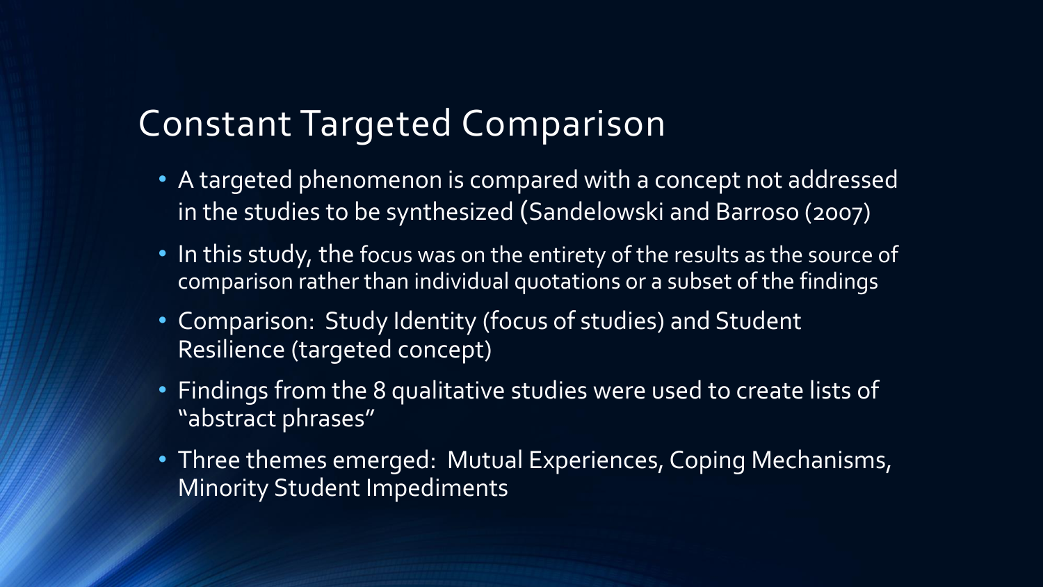# Constant Targeted Comparison

- A targeted phenomenon is compared with a concept not addressed in the studies to be synthesized (Sandelowski and Barroso (2007)
- In this study, the focus was on the entirety of the results as the source of comparison rather than individual quotations or a subset of the findings
- Comparison: Study Identity (focus of studies) and Student Resilience (targeted concept)
- Findings from the 8 qualitative studies were used to create lists of "abstract phrases"
- Three themes emerged: Mutual Experiences, Coping Mechanisms, Minority Student Impediments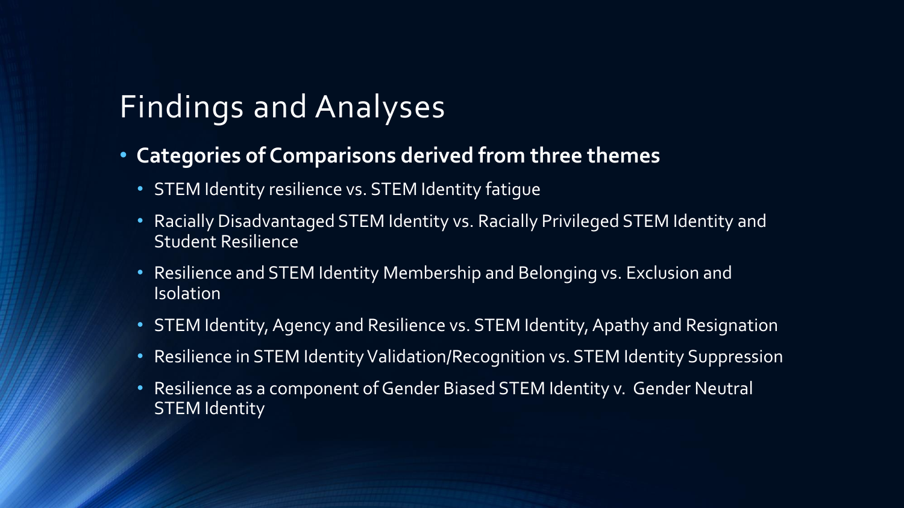# Findings and Analyses

- **Categories of Comparisons derived from three themes**
  - STEM Identity resilience vs. STEM Identity fatigue
  - Racially Disadvantaged STEM Identity vs. Racially Privileged STEM Identity and Student Resilience
  - Resilience and STEM Identity Membership and Belonging vs. Exclusion and Isolation
  - STEM Identity, Agency and Resilience vs. STEM Identity, Apathy and Resignation
  - Resilience in STEM Identity Validation/Recognition vs. STEM Identity Suppression
  - Resilience as a component of Gender Biased STEM Identity v. Gender Neutral STEM Identity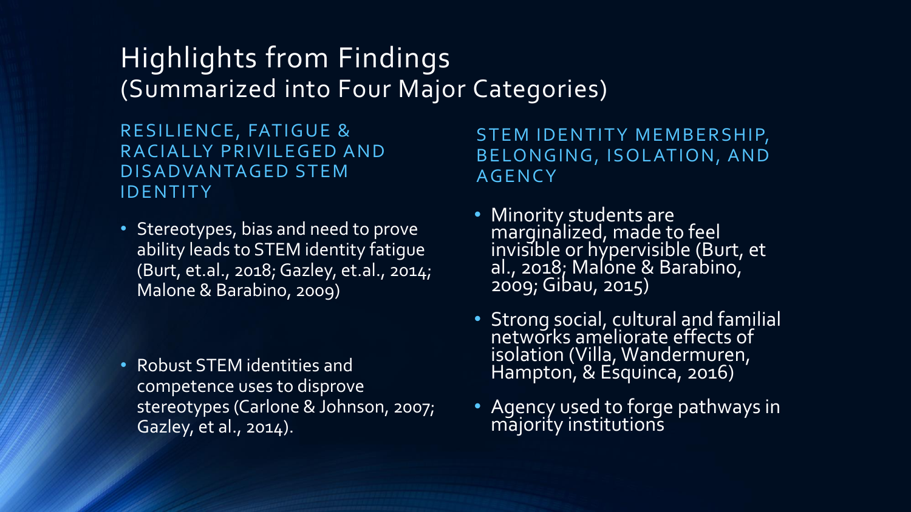# Highlights from Findings
## (Summarized into Four Major Categories)

### RESILIENCE, FATIGUE & RACIALLY PRIVILEGED AND DISADVANTAGED STEM IDENTITY

- Stereotypes, bias and need to prove ability leads to STEM identity fatigue (Burt, et.al., 2018; Gazley, et.al., 2014; Malone & Barabino, 2009)
- Robust STEM identities and competence uses to disprove stereotypes (Carlone & Johnson, 2007; Gazley, et al., 2014).

### STEM IDENTITY MEMBERSHIP, BELONGING, ISOLATION, AND AGENCY

- Minority students are marginalized, made to feel invisible or hypervisible (Burt, et al., 2018; Malone & Barabino, 2009; Gibau, 2015)
- Strong social, cultural and familial networks ameliorate effects of isolation (Villa, Wandermuren, Hampton, & Esquinca, 2016)
- Agency used to forge pathways in majority institutions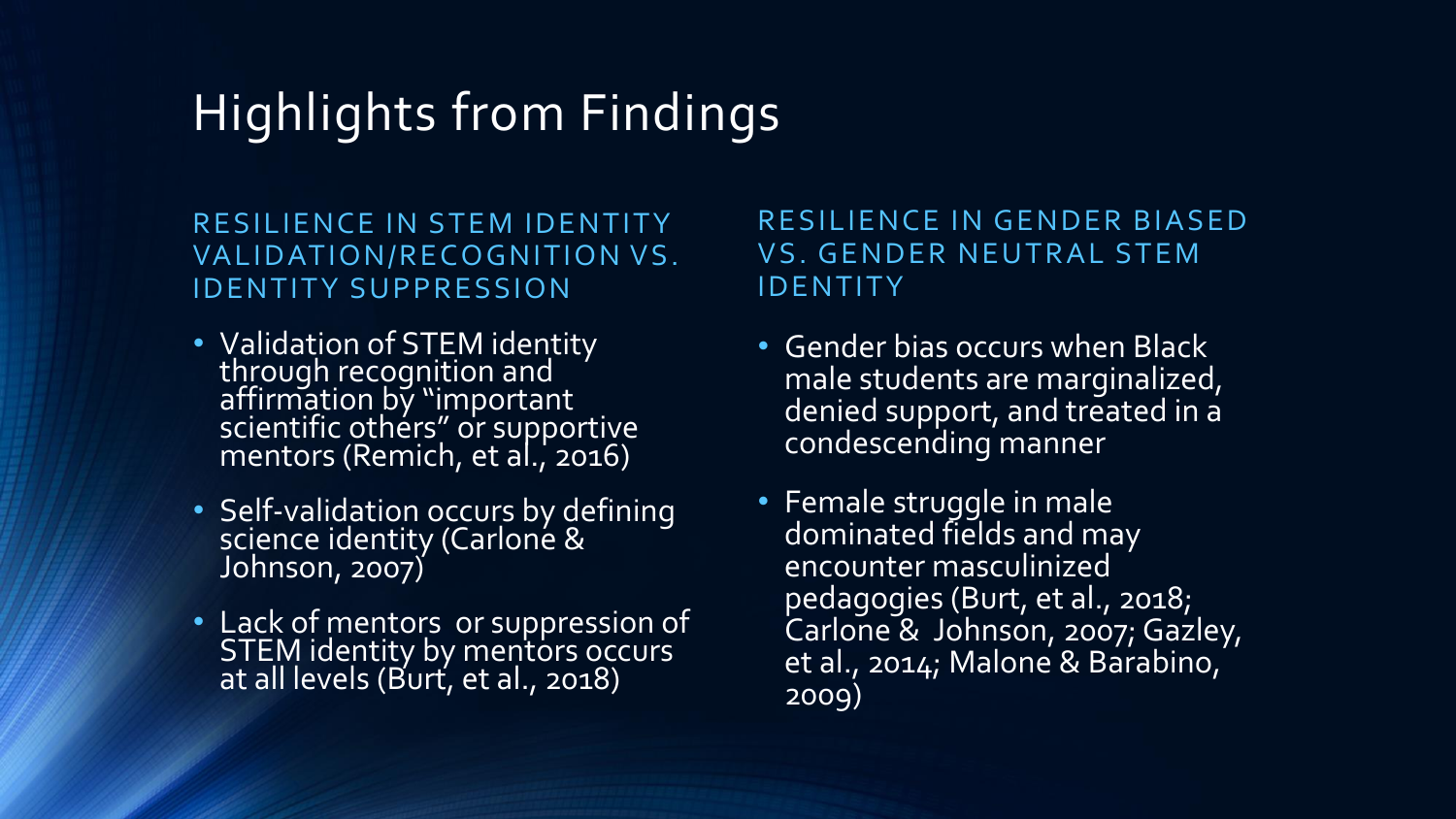# Highlights from Findings

## RESILIENCE IN STEM IDENTITY VALIDATION/RECOGNITION VS. IDENTITY SUPPRESSION

- Validation of STEM identity through recognition and affirmation by "important scientific others" or supportive mentors (Remich, et al., 2016)
- Self-validation occurs by defining science identity (Carlone & Johnson, 2007)
- Lack of mentors or suppression of STEM identity by mentors occurs at all levels (Burt, et al., 2018)

## RESILIENCE IN GENDER BIASED VS. GENDER NEUTRAL STEM IDENTITY

- Gender bias occurs when Black male students are marginalized, denied support, and treated in a condescending manner
- Female struggle in male dominated fields and may encounter masculinized pedagogies (Burt, et al., 2018; Carlone & Johnson, 2007; Gazley, et al., 2014; Malone & Barabino, 2009)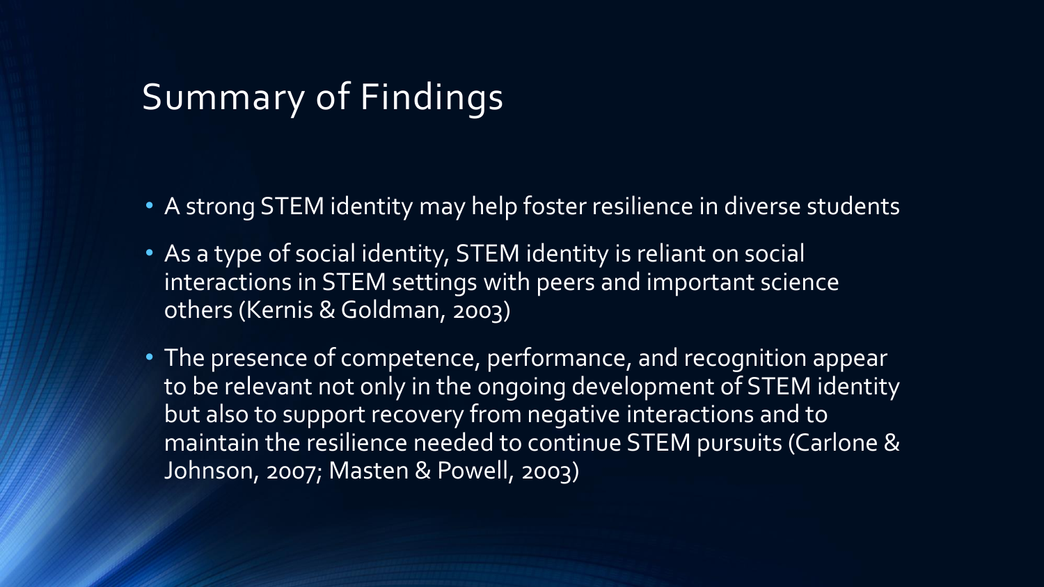# Summary of Findings

- A strong STEM identity may help foster resilience in diverse students
- As a type of social identity, STEM identity is reliant on social interactions in STEM settings with peers and important science others (Kernis & Goldman, 2003)
- The presence of competence, performance, and recognition appear to be relevant not only in the ongoing development of STEM identity but also to support recovery from negative interactions and to maintain the resilience needed to continue STEM pursuits (Carlone & Johnson, 2007; Masten & Powell, 2003)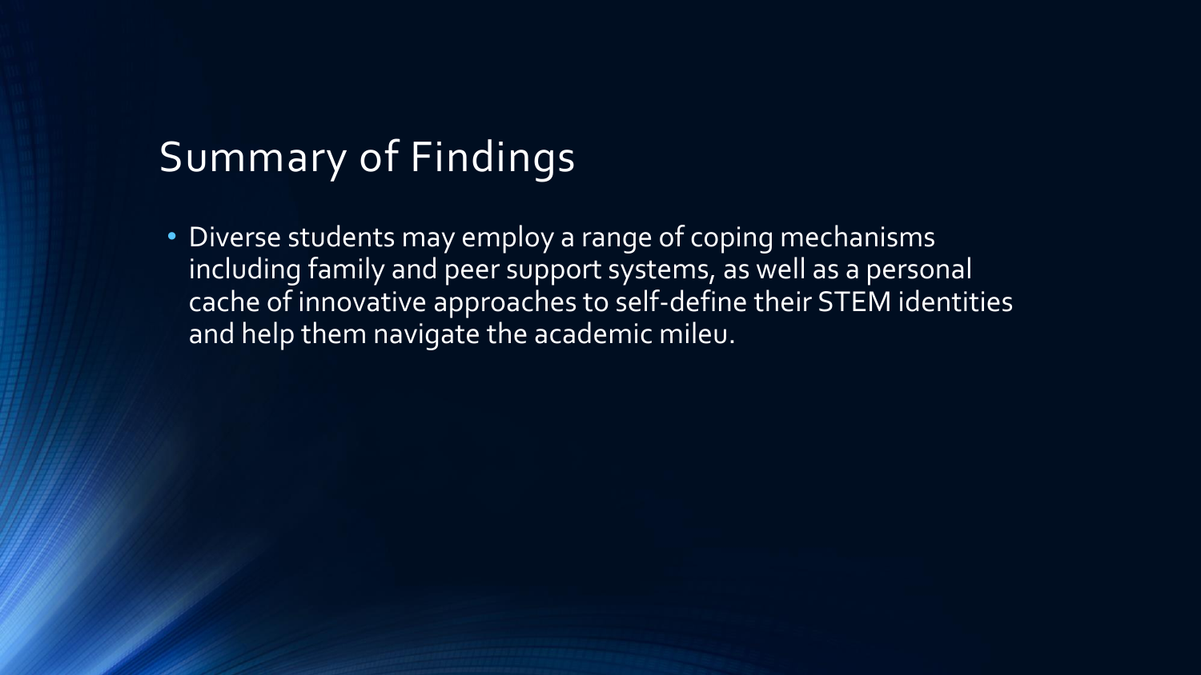# Summary of Findings

- Diverse students may employ a range of coping mechanisms including family and peer support systems, as well as a personal cache of innovative approaches to self-define their STEM identities and help them navigate the academic mileu.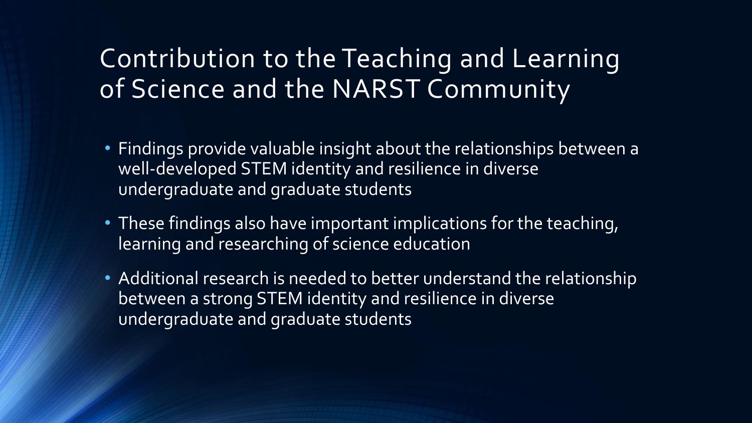# Contribution to the Teaching and Learning of Science and the NARST Community

- Findings provide valuable insight about the relationships between a well-developed STEM identity and resilience in diverse undergraduate and graduate students
- These findings also have important implications for the teaching, learning and researching of science education
- Additional research is needed to better understand the relationship between a strong STEM identity and resilience in diverse undergraduate and graduate students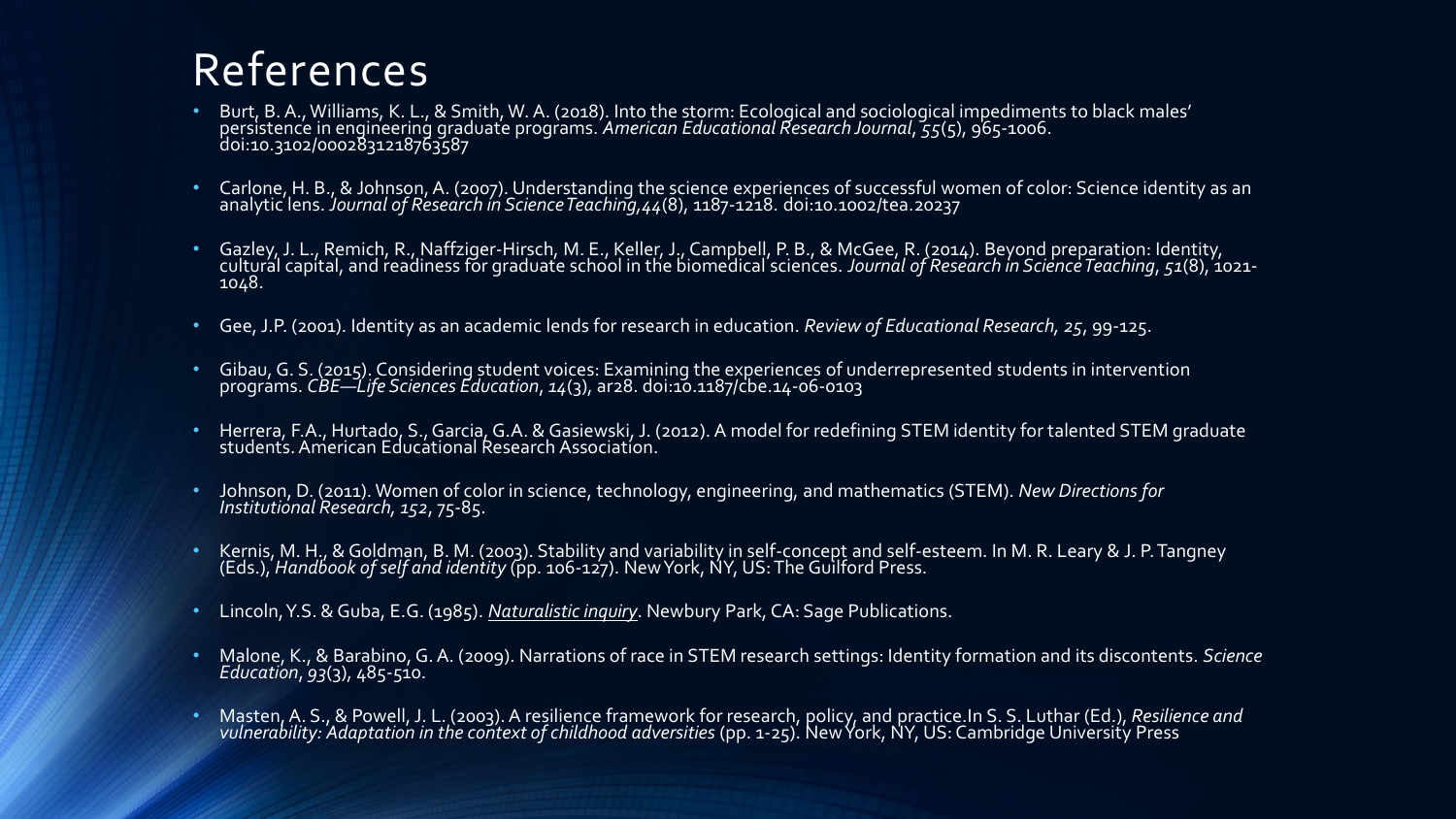# References

- Burt, B. A., Williams, K. L., & Smith, W. A. (2018). Into the storm: Ecological and sociological impediments to black males' persistence in engineering graduate programs. *American Educational Research Journal*, *55*(5), 965-1006. doi:10.3102/0002831218763587
- Carlone, H. B., & Johnson, A. (2007). Understanding the science experiences of successful women of color: Science identity as an analytic lens. *Journal of Research in Science Teaching,44*(8), 1187-1218. doi:10.1002/tea.20237
- Gazley, J. L., Remich, R., Naffziger-Hirsch, M. E., Keller, J., Campbell, P. B., & McGee, R. (2014). Beyond preparation: Identity, cultural capital, and readiness for graduate school in the biomedical sciences. *Journal of Research in Science Teaching*, *51*(8), 1021-1048.
- Gee, J.P. (2001). Identity as an academic lends for research in education. *Review of Educational Research, 25*, 99-125.
- Gibau, G. S. (2015). Considering student voices: Examining the experiences of underrepresented students in intervention programs. *CBE—Life Sciences Education*, *14*(3), ar28. doi:10.1187/cbe.14-06-0103
- Herrera, F.A., Hurtado, S., Garcia, G.A. & Gasiewski, J. (2012). A model for redefining STEM identity for talented STEM graduate students. American Educational Research Association.
- Johnson, D. (2011). Women of color in science, technology, engineering, and mathematics (STEM). *New Directions for Institutional Research, 152*, 75-85.
- Kernis, M. H., & Goldman, B. M. (2003). Stability and variability in self-concept and self-esteem. In M. R. Leary & J. P. Tangney (Eds.), *Handbook of self and identity* (pp. 106-127). New York, NY, US: The Guilford Press.
- Lincoln, Y.S. & Guba, E.G. (1985). *Naturalistic inquiry*. Newbury Park, CA: Sage Publications.
- Malone, K., & Barabino, G. A. (2009). Narrations of race in STEM research settings: Identity formation and its discontents. *Science Education*, *93*(3), 485-510.
- Masten, A. S., & Powell, J. L. (2003). A resilience framework for research, policy, and practice.In S. S. Luthar (Ed.), *Resilience and vulnerability: Adaptation in the context of childhood adversities* (pp. 1-25). New York, NY, US: Cambridge University Press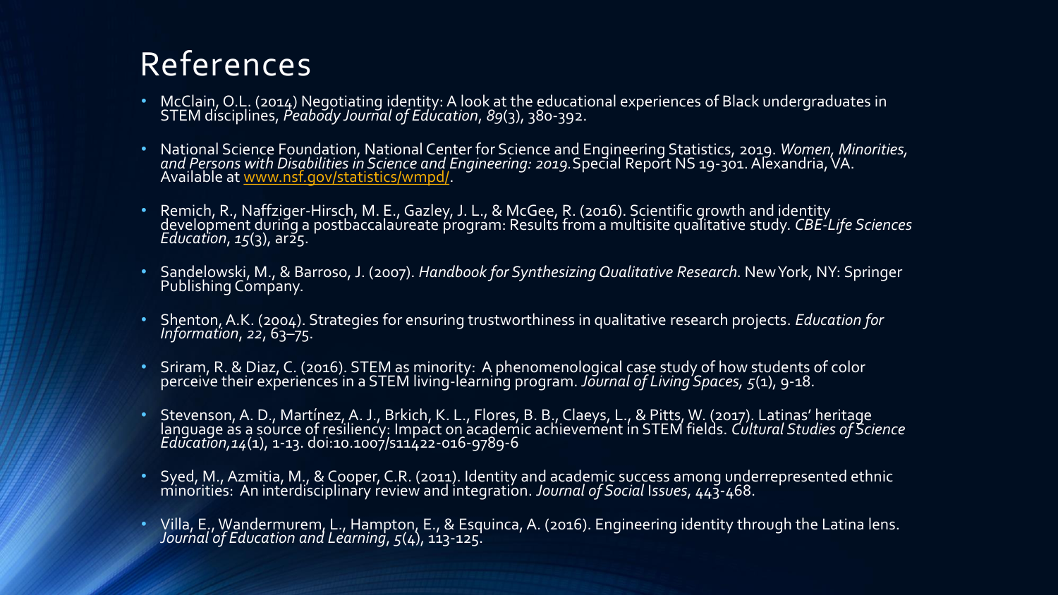# References

- McClain, O.L. (2014) Negotiating identity: A look at the educational experiences of Black undergraduates in STEM disciplines, *Peabody Journal of Education*, *89*(3), 380-392.
- National Science Foundation, National Center for Science and Engineering Statistics, 2019. *Women, Minorities, and Persons with Disabilities in Science and Engineering: 2019.* Special Report NS 19-301. Alexandria, VA. Available at www.nsf.gov/statistics/wmpd/.
- Remich, R., Naffziger-Hirsch, M. E., Gazley, J. L., & McGee, R. (2016). Scientific growth and identity development during a postbaccalaureate program: Results from a multisite qualitative study. *CBE-Life Sciences Education*, *15*(3), ar25.
- Sandelowski, M., & Barroso, J. (2007). *Handbook for Synthesizing Qualitative Research*. New York, NY: Springer Publishing Company.
- Shenton, A.K. (2004). Strategies for ensuring trustworthiness in qualitative research projects. *Education for Information*, *22*, 63–75.
- Sriram, R. & Diaz, C. (2016). STEM as minority: A phenomenological case study of how students of color perceive their experiences in a STEM living-learning program. *Journal of Living Spaces, 5*(1), 9-18.
- Stevenson, A. D., Martínez, A. J., Brkich, K. L., Flores, B. B., Claeys, L., & Pitts, W. (2017). Latinas' heritage language as a source of resiliency: Impact on academic achievement in STEM fields. *Cultural Studies of Science Education,14*(1), 1-13. doi:10.1007/s11422-016-9789-6
- Syed, M., Azmitia, M., & Cooper, C.R. (2011). Identity and academic success among underrepresented ethnic minorities: An interdisciplinary review and integration. *Journal of Social Issues*, 443-468.
- Villa, E., Wandermurem, L., Hampton, E., & Esquinca, A. (2016). Engineering identity through the Latina lens. *Journal of Education and Learning*, *5*(4), 113-125.